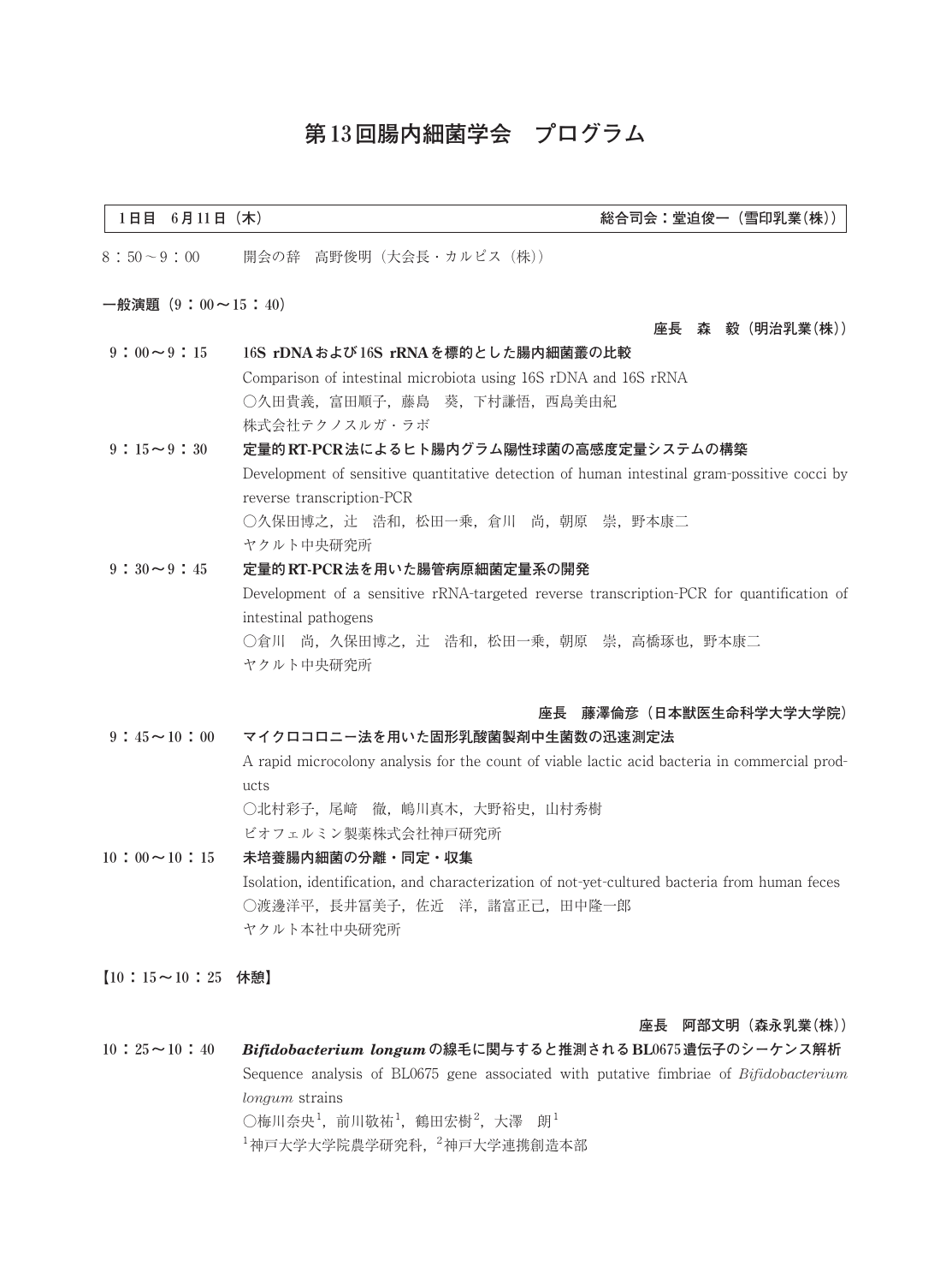# 第13回腸内細菌学会　プログラム

**1日目　6月11日（木）**　　　　　　　　　　　　**総合司会：堂迫俊一（雪印乳業(株)）**

8：50～9：00　　開会の辞　高野俊明（大会長・カルピス（株））

**一般演題（9：00～15：40）**

**座長　森　毅（明治乳業(株)）**

9：00～9：15　**16S rDNAおよび16S rRNAを標的とした腸内細菌叢の比較**

Comparison of intestinal microbiota using 16S rDNA and 16S rRNA

○久田貴義，富田順子，藤島　葵，下村謙悟，西島美由紀

株式会社テクノスルガ・ラボ

9：15～9：30　**定量的RT-PCR法によるヒト腸内グラム陽性球菌の高感度定量システムの構築**

Development of sensitive quantitative detection of human intestinal gram-possitive cocci by reverse transcription-PCR

○久保田博之，辻　浩和，松田一乗，倉川　尚，朝原　崇，野本康二

ヤクルト中央研究所

9：30～9：45　**定量的RT-PCR法を用いた腸管病原細菌定量系の開発**

Development of a sensitive rRNA-targeted reverse transcription-PCR for quantification of intestinal pathogens

○倉川　尚，久保田博之，辻　浩和，松田一乗，朝原　崇，高橋琢也，野本康二

ヤクルト中央研究所

**座長　藤澤倫彦（日本獣医生命科学大学大学院）**

9：45～10：00　**マイクロコロニー法を用いた固形乳酸菌製剤中生菌数の迅速測定法**

A rapid microcolony analysis for the count of viable lactic acid bacteria in commercial products

○北村彩子，尾崎　徹，嶋川真木，大野裕史，山村秀樹

ビオフェルミン製薬株式会社神戸研究所

10：00～10：15　**未培養腸内細菌の分離・同定・収集**

Isolation, identification, and characterization of not-yet-cultured bacteria from human feces

○渡邊洋平，長井冨美子，佐近　洋，諸富正己，田中隆一郎

ヤクルト本社中央研究所

**【10：15～10：25　休憩】**

**座長　阿部文明（森永乳業(株)）**

10：25～10：40　***Bifidobacterium longum*の線毛に関与すると推測されるBL0675遺伝子のシーケンス解析**

Sequence analysis of BL0675 gene associated with putative fimbriae of *Bifidobacterium longum* strains

○梅川奈央[1]，前川敬祐[1]，鶴田宏樹[2]，大澤　朗[1]

[1]神戸大学大学院農学研究科，[2]神戸大学連携創造本部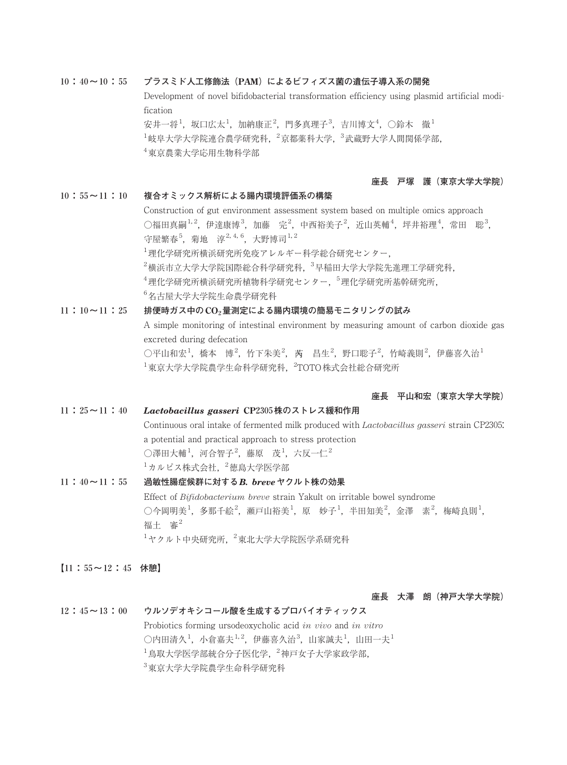**10：40～10：55　プラスミド人工修飾法（PAM）によるビフィズス菌の遺伝子導入系の開発**

Development of novel bifidobacterial transformation efficiency using plasmid artificial modification

安井一将[1]，坂口広太[1]，加納康正[2]，門多真理子[3]，吉川博文[4]，○鈴木　徹[1]

[1]岐阜大学大学院連合農学研究科，[2]京都薬科大学，[3]武蔵野大学人間関係学部，[4]東京農業大学応用生物科学部

**座長　戸塚　護（東京大学大学院）**

**10：55～11：10　複合オミックス解析による腸内環境評価系の構築**

Construction of gut environment assessment system based on multiple omics approach

○福田真嗣[1,2]，伊達康博[3]，加藤　完[2]，中西裕美子[2]，近山英輔[4]，坪井裕理[4]，常田　聡[3]，守屋繁春[5]，菊地　淳[2,4,6]，大野博司[1,2]

[1]理化学研究所横浜研究所免疫アレルギー科学総合研究センター，[2]横浜市立大学大学院国際総合科学研究科，[3]早稲田大学大学院先進理工学研究科，[4]理化学研究所横浜研究所植物科学研究センター，[5]理化学研究所基幹研究所，[6]名古屋大学大学院生命農学研究科

**11：10～11：25　排便時ガス中の$CO_2$量測定による腸内環境の簡易モニタリングの試み**

A simple monitoring of intestinal environment by measuring amount of carbon dioxide gas excreted during defecation

○平山和宏[1]，橋本　博[2]，竹下朱美[2]，芮　昌生[2]，野口聡子[2]，竹崎義則[2]，伊藤喜久治[1]

[1]東京大学大学院農学生命科学研究科，[2]TOTO株式会社総合研究所

**座長　平山和宏（東京大学大学院）**

**11：25～11：40　*Lactobacillus gasseri* CP2305株のストレス緩和作用**

Continuous oral intake of fermented milk produced with *Lactobacillus gasseri* strain CP2305: a potential and practical approach to stress protection

○澤田大輔[1]，河合智子[2]，藤原　茂[1]，六反一仁[2]

[1]カルピス株式会社，[2]徳島大学医学部

**11：40～11：55　過敏性腸症候群に対する*B. breve*ヤクルト株の効果**

Effect of *Bifidobacterium breve* strain Yakult on irritable bowel syndrome

○今岡明美[1]，多那千絵[2]，瀬戸山裕美[1]，原　妙子[1]，半田知美[2]，金澤　素[2]，梅崎良則[1]，福土　審[2]

[1]ヤクルト中央研究所，[2]東北大学大学院医学系研究科

**【11：55～12：45　休憩】**

**座長　大澤　朗（神戸大学大学院）**

**12：45～13：00　ウルソデオキシコール酸を生成するプロバイオティックス**

Probiotics forming ursodeoxycholic acid *in vivo* and *in vitro*

○内田清久[1]，小倉嘉夫[1,2]，伊藤喜久治[3]，山家誠夫[1]，山田一夫[1]

[1]鳥取大学医学部統合分子医化学，[2]神戸女子大学家政学部，[3]東京大学大学院農学生命科学研究科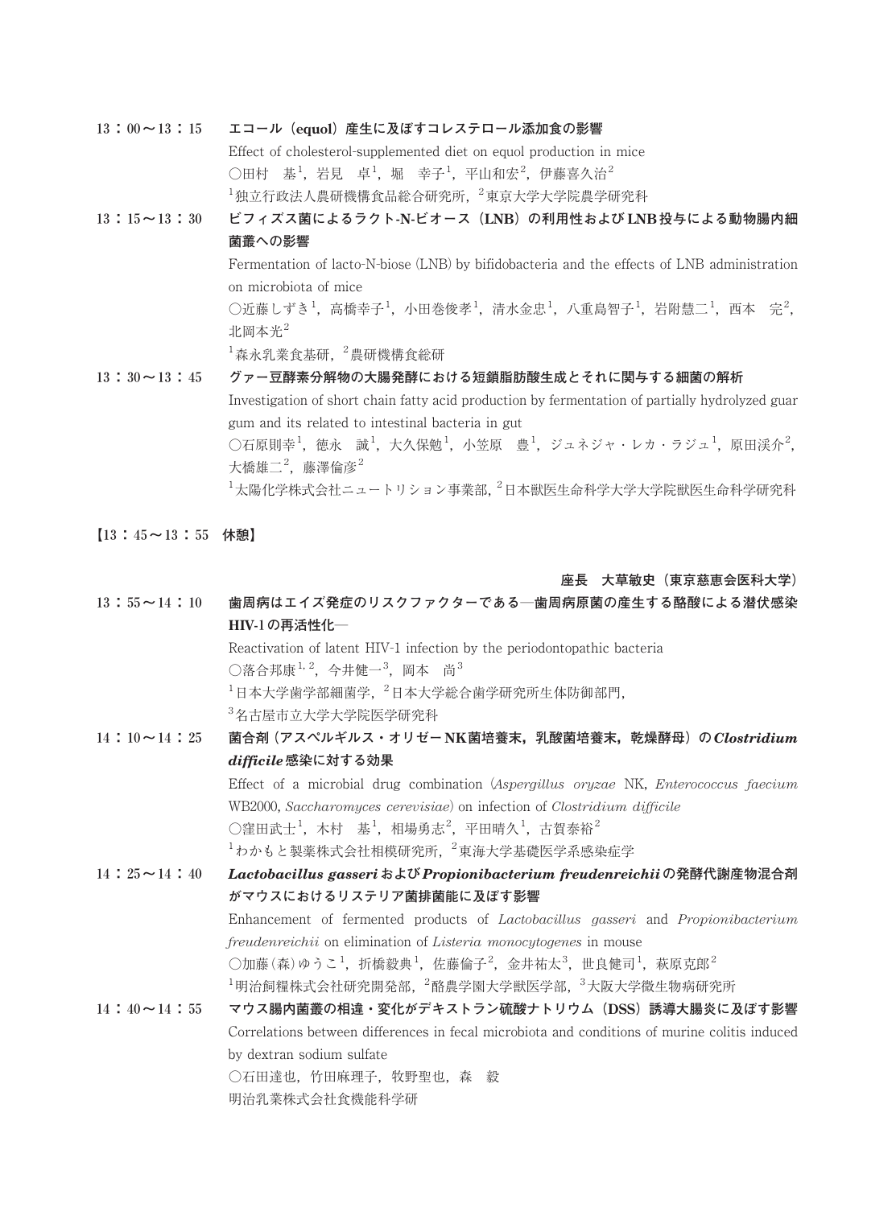**13：00～13：15　エコール（equol）産生に及ぼすコレステロール添加食の影響**

Effect of cholesterol-supplemented diet on equol production in mice

○田村　基[1]，岩見　卓[1]，堀　幸子[1]，平山和宏[2]，伊藤喜久治[2]

[1]独立行政法人農研機構食品総合研究所，[2]東京大学大学院農学研究科

**13：15～13：30　ビフィズス菌によるラクト-N-ビオース（LNB）の利用性およびLNB投与による動物腸内細菌叢への影響**

Fermentation of lacto-N-biose (LNB) by bifidobacteria and the effects of LNB administration on microbiota of mice

○近藤しずき[1]，高橋幸子[1]，小田巻俊孝[1]，清水金忠[1]，八重島智子[1]，岩附慧二[1]，西本　完[2]，北岡本光[2]

[1]森永乳業食基研，[2]農研機構食総研

**13：30～13：45　グァー豆酵素分解物の大腸発酵における短鎖脂肪酸生成とそれに関与する細菌の解析**

Investigation of short chain fatty acid production by fermentation of partially hydrolyzed guar gum and its related to intestinal bacteria in gut

○石原則幸[1]，徳永　誠[1]，大久保勉[1]，小笠原　豊[1]，ジュネジャ・レカ・ラジュ[1]，原田渓介[2]，大橋雄二[2]，藤澤倫彦[2]

[1]太陽化学株式会社ニュートリション事業部，[2]日本獣医生命科学大学大学院獣医生命科学研究科

**【13：45～13：55　休憩】**

**座長　大草敏史（東京慈恵会医科大学）**

**13：55～14：10　歯周病はエイズ発症のリスクファクターである─歯周病原菌の産生する酪酸による潜伏感染HIV-1の再活性化─**

Reactivation of latent HIV-1 infection by the periodontopathic bacteria

○落合邦康[1,2]，今井健一[3]，岡本　尚[3]

[1]日本大学歯学部細菌学，[2]日本大学総合歯学研究所生体防御部門，

[3]名古屋市立大学大学院医学研究科

**14：10～14：25　菌合剤（アスペルギルス・オリゼーNK菌培養末，乳酸菌培養末，乾燥酵母）の*Clostridium difficile*感染に対する効果**

Effect of a microbial drug combination (*Aspergillus oryzae* NK, *Enterococcus faecium* WB2000, *Saccharomyces cerevisiae*) on infection of *Clostridium difficile*

○窪田武士[1]，木村　基[1]，相場勇志[2]，平田晴久[1]，古賀泰裕[2]

[1]わかもと製薬株式会社相模研究所，[2]東海大学基礎医学系感染症学

**14：25～14：40　*Lactobacillus gasseri*および*Propionibacterium freudenreichii*の発酵代謝産物混合剤がマウスにおけるリステリア菌排菌能に及ぼす影響**

Enhancement of fermented products of *Lactobacillus gasseri* and *Propionibacterium freudenreichii* on elimination of *Listeria monocytogenes* in mouse

○加藤(森)ゆうこ[1]，折橋毅典[1]，佐藤倫子[2]，金井祐太[3]，世良健司[1]，萩原克郎[2]

[1]明治飼糧株式会社研究開発部，[2]酪農学園大学獣医学部，[3]大阪大学微生物病研究所

**14：40～14：55　マウス腸内菌叢の相違・変化がデキストラン硫酸ナトリウム（DSS）誘導大腸炎に及ぼす影響**

Correlations between differences in fecal microbiota and conditions of murine colitis induced by dextran sodium sulfate

○石田達也，竹田麻理子，牧野聖也，森　毅

明治乳業株式会社食機能科学研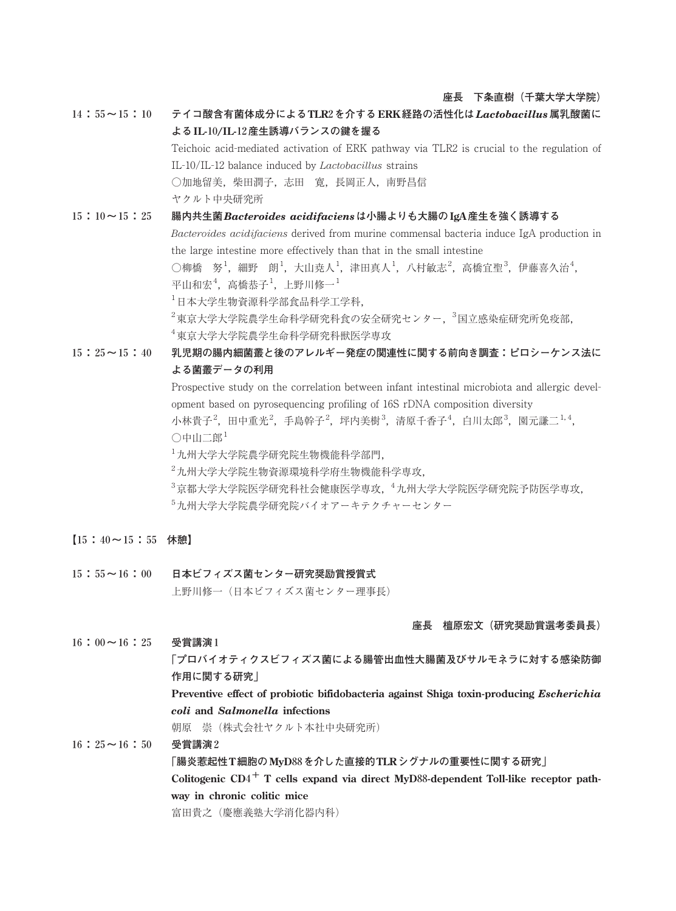座長　下条直樹（千葉大学大学院）

**14：55～15：10**　**テイコ酸含有菌体成分によるTLR2を介するERK経路の活性化は*Lactobacillus*属乳酸菌によるIL-10/IL-12産生誘導バランスの鍵を握る**

Teichoic acid-mediated activation of ERK pathway via TLR2 is crucial to the regulation of IL-10/IL-12 balance induced by *Lactobacillus* strains

○加地留美，柴田潤子，志田　寛，長岡正人，南野昌信

ヤクルト中央研究所

**15：10～15：25**　**腸内共生菌*Bacteroides acidifaciens*は小腸よりも大腸のIgA産生を強く誘導する**

*Bacteroides acidifaciens* derived from murine commensal bacteria induce IgA production in the large intestine more effectively than that in the small intestine

○柳橋　努[1]，細野　朗[1]，大山克人[1]，津田真人[1]，八村敏志[2]，高橋宜聖[3]，伊藤喜久治[4]，平山和宏[4]，高橋恭子[1]，上野川修一[1]

[1]日本大学生物資源科学部食品科学工学科，

[2]東京大学大学院農学生命科学研究科食の安全研究センター，[3]国立感染症研究所免疫部，

[4]東京大学大学院農学生命科学研究科獣医学専攻

**15：25～15：40**　**乳児期の腸内細菌叢と後のアレルギー発症の関連性に関する前向き調査：ピロシーケンス法による菌叢データの利用**

Prospective study on the correlation between infant intestinal microbiota and allergic development based on pyrosequencing profiling of 16S rDNA composition diversity

小林貴子[2]，田中重光[2]，手島幹子[2]，坪内美樹[3]，清原千香子[4]，白川太郎[3]，園元謙二[1,4]，○中山二郎[1]

[1]九州大学大学院農学研究院生物機能科学部門，

[2]九州大学大学院生物資源環境科学府生物機能科学専攻，

[3]京都大学大学院医学研究科社会健康医学専攻，[4]九州大学大学院医学研究院予防医学専攻，

[5]九州大学大学院農学研究院バイオアーキテクチャーセンター

**【15：40～15：55　休憩】**

**15：55～16：00**　**日本ビフィズス菌センター研究奨励賞授賞式**

上野川修一（日本ビフィズス菌センター理事長）

座長　檀原宏文（研究奨励賞選考委員長）

**16：00～16：25**　**受賞講演1**

**「プロバイオティクスビフィズス菌による腸管出血性大腸菌及びサルモネラに対する感染防御作用に関する研究」**

**Preventive effect of probiotic bifidobacteria against Shiga toxin-producing *Escherichia coli* and *Salmonella* infections**

朝原　崇（株式会社ヤクルト本社中央研究所）

**16：25～16：50**　**受賞講演2**

**「腸炎惹起性T細胞のMyD88を介した直接的TLRシグナルの重要性に関する研究」**

**Colitogenic $CD4^{+}$ T cells expand via direct MyD88-dependent Toll-like receptor pathway in chronic colitic mice**

富田貴之（慶應義塾大学消化器内科）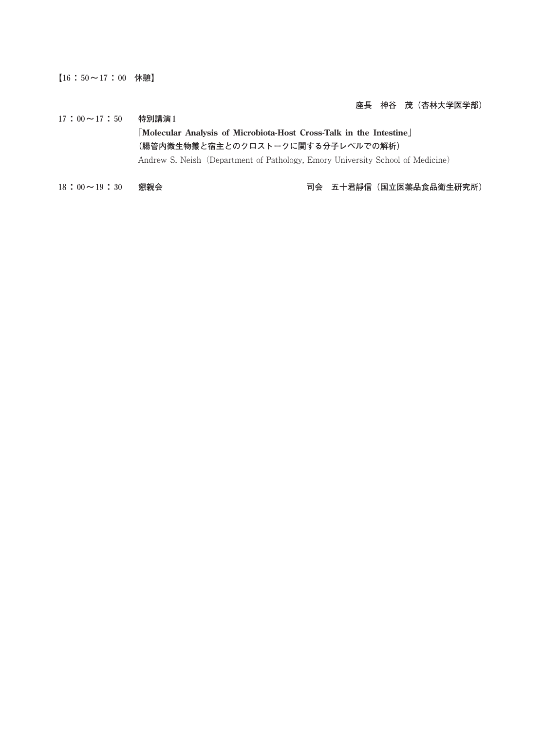【16：50～17：00　休憩】

座長　神谷　茂（杏林大学医学部）

17：00～17：50　**特別講演1**

**「Molecular Analysis of Microbiota-Host Cross-Talk in the Intestine」**
**（腸管内微生物叢と宿主とのクロストークに関する分子レベルでの解析）**
Andrew S. Neish（Department of Pathology, Emory University School of Medicine）

18：00～19：30　**懇親会**　司会　五十君靜信（国立医薬品食品衛生研究所）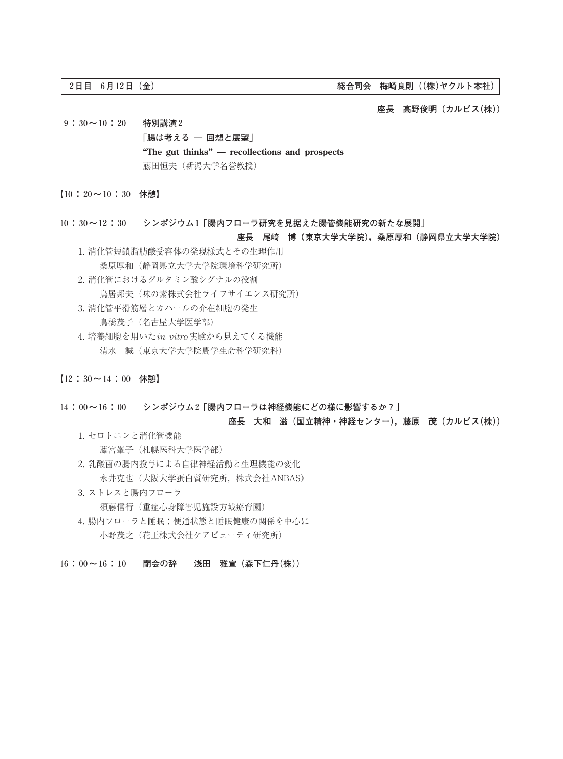**2日目　6月12日（金）**　　　　　　　　　　　　　　　**総合司会　梅崎良則（(株)ヤクルト本社）**

**座長　高野俊明（カルピス(株)）**

9：30～10：20　**特別講演2**

**「腸は考える ― 回想と展望」**

**"The gut thinks" ― recollections and prospects**

藤田恒夫（新潟大学名誉教授）

**【10：20～10：30　休憩】**

10：30～12：30　**シンポジウム1「腸内フローラ研究を見据えた腸管機能研究の新たな展開」**

**座長　尾崎　博（東京大学大学院），桑原厚和（静岡県立大学大学院）**

1. 消化管短鎖脂肪酸受容体の発現様式とその生理作用
   桑原厚和（静岡県立大学大学院環境科学研究所）
2. 消化管におけるグルタミン酸シグナルの役割
   鳥居邦夫（味の素株式会社ライフサイエンス研究所）
3. 消化管平滑筋層とカハールの介在細胞の発生
   鳥橋茂子（名古屋大学医学部）
4. 培養細胞を用いた*in vitro*実験から見えてくる機能
   清水　誠（東京大学大学院農学生命科学研究科）

**【12：30～14：00　休憩】**

14：00～16：00　**シンポジウム2「腸内フローラは神経機能にどの様に影響するか？」**

**座長　大和　滋（国立精神・神経センター），藤原　茂（カルピス(株)）**

1. セロトニンと消化管機能
   藤宮峯子（札幌医科大学医学部）
2. 乳酸菌の腸内投与による自律神経活動と生理機能の変化
   永井克也（大阪大学蛋白質研究所，株式会社ANBAS）
3. ストレスと腸内フローラ
   須藤信行（重症心身障害児施設方城療育園）
4. 腸内フローラと睡眠：便通状態と睡眠健康の関係を中心に
   小野茂之（花王株式会社ケアビューティ研究所）

16：00～16：10　**閉会の辞　　浅田　雅宣（森下仁丹(株)）**